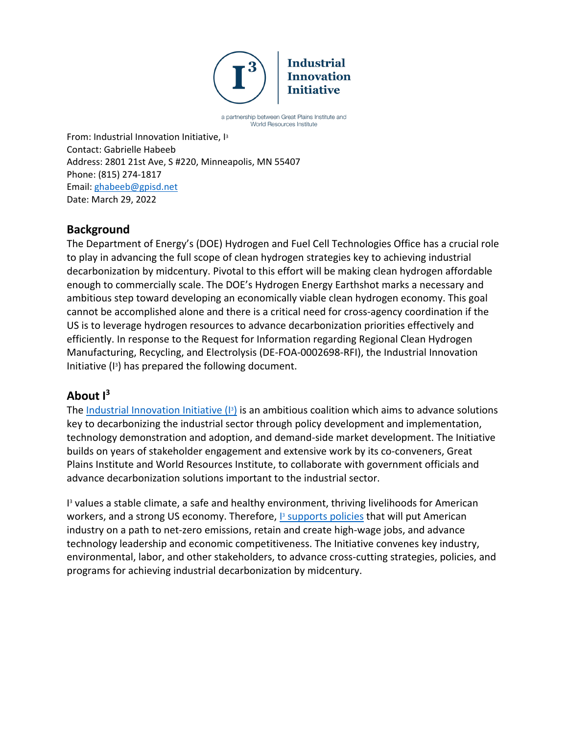**Industrial Innovation Initiative**

a partnership between Great Plains Institute and World Resources Institute

From: Industrial Innovation Initiative, I³
Contact: Gabrielle Habeeb
Address: 2801 21st Ave, S #220, Minneapolis, MN 55407
Phone: (815) 274-1817
Email: ghabeeb@gpisd.net
Date: March 29, 2022

## Background

The Department of Energy's (DOE) Hydrogen and Fuel Cell Technologies Office has a crucial role to play in advancing the full scope of clean hydrogen strategies key to achieving industrial decarbonization by midcentury. Pivotal to this effort will be making clean hydrogen affordable enough to commercially scale. The DOE's Hydrogen Energy Earthshot marks a necessary and ambitious step toward developing an economically viable clean hydrogen economy. This goal cannot be accomplished alone and there is a critical need for cross-agency coordination if the US is to leverage hydrogen resources to advance decarbonization priorities effectively and efficiently. In response to the Request for Information regarding Regional Clean Hydrogen Manufacturing, Recycling, and Electrolysis (DE-FOA-0002698-RFI), the Industrial Innovation Initiative (I³) has prepared the following document.

## About I³

The Industrial Innovation Initiative (I³) is an ambitious coalition which aims to advance solutions key to decarbonizing the industrial sector through policy development and implementation, technology demonstration and adoption, and demand-side market development. The Initiative builds on years of stakeholder engagement and extensive work by its co-conveners, Great Plains Institute and World Resources Institute, to collaborate with government officials and advance decarbonization solutions important to the industrial sector.

I³ values a stable climate, a safe and healthy environment, thriving livelihoods for American workers, and a strong US economy. Therefore, I³ supports policies that will put American industry on a path to net-zero emissions, retain and create high-wage jobs, and advance technology leadership and economic competitiveness. The Initiative convenes key industry, environmental, labor, and other stakeholders, to advance cross-cutting strategies, policies, and programs for achieving industrial decarbonization by midcentury.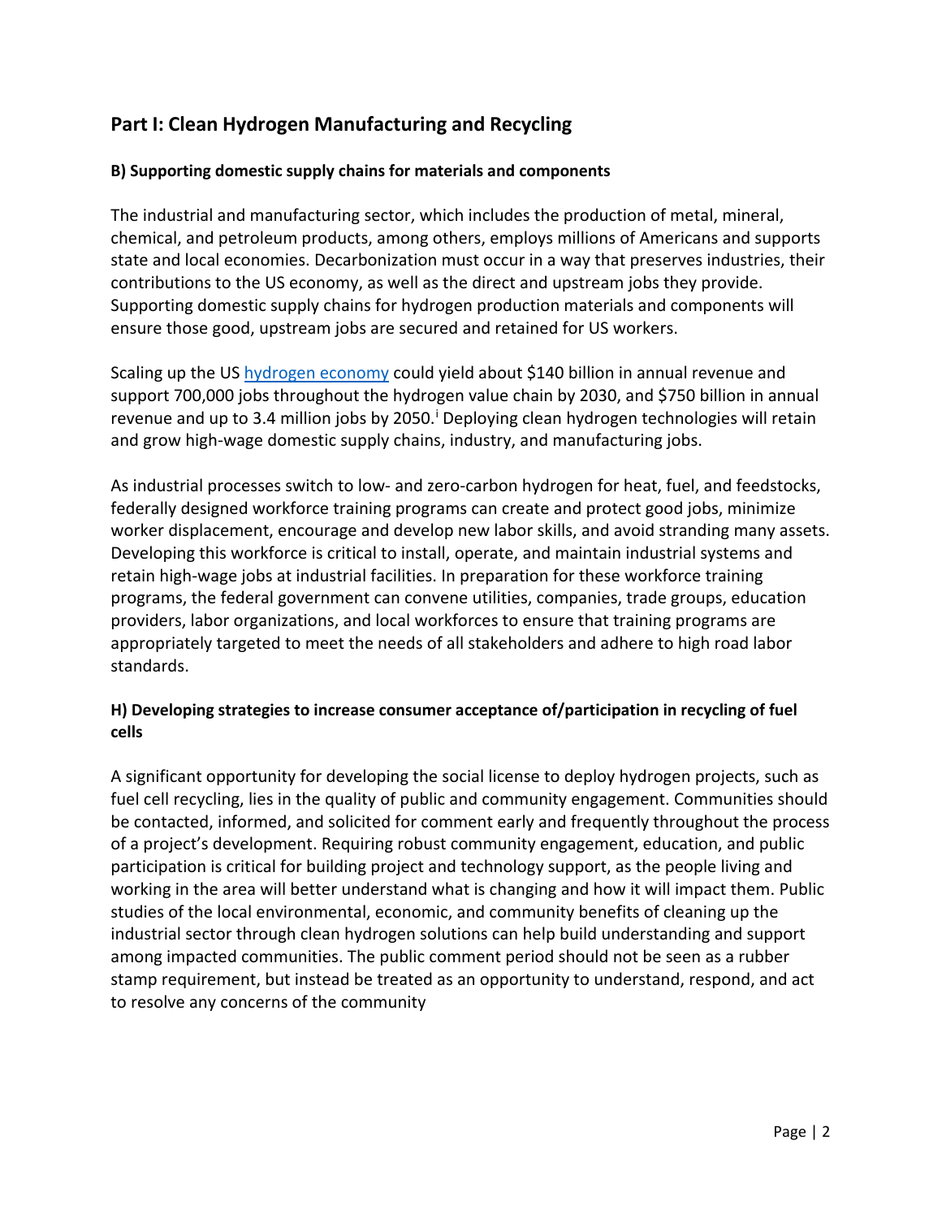## Part I: Clean Hydrogen Manufacturing and Recycling

### B) Supporting domestic supply chains for materials and components

The industrial and manufacturing sector, which includes the production of metal, mineral, chemical, and petroleum products, among others, employs millions of Americans and supports state and local economies. Decarbonization must occur in a way that preserves industries, their contributions to the US economy, as well as the direct and upstream jobs they provide. Supporting domestic supply chains for hydrogen production materials and components will ensure those good, upstream jobs are secured and retained for US workers.

Scaling up the US hydrogen economy could yield about $140 billion in annual revenue and support 700,000 jobs throughout the hydrogen value chain by 2030, and $750 billion in annual revenue and up to 3.4 million jobs by 2050.[i] Deploying clean hydrogen technologies will retain and grow high-wage domestic supply chains, industry, and manufacturing jobs.

As industrial processes switch to low- and zero-carbon hydrogen for heat, fuel, and feedstocks, federally designed workforce training programs can create and protect good jobs, minimize worker displacement, encourage and develop new labor skills, and avoid stranding many assets. Developing this workforce is critical to install, operate, and maintain industrial systems and retain high-wage jobs at industrial facilities. In preparation for these workforce training programs, the federal government can convene utilities, companies, trade groups, education providers, labor organizations, and local workforces to ensure that training programs are appropriately targeted to meet the needs of all stakeholders and adhere to high road labor standards.

### H) Developing strategies to increase consumer acceptance of/participation in recycling of fuel cells

A significant opportunity for developing the social license to deploy hydrogen projects, such as fuel cell recycling, lies in the quality of public and community engagement. Communities should be contacted, informed, and solicited for comment early and frequently throughout the process of a project's development. Requiring robust community engagement, education, and public participation is critical for building project and technology support, as the people living and working in the area will better understand what is changing and how it will impact them. Public studies of the local environmental, economic, and community benefits of cleaning up the industrial sector through clean hydrogen solutions can help build understanding and support among impacted communities. The public comment period should not be seen as a rubber stamp requirement, but instead be treated as an opportunity to understand, respond, and act to resolve any concerns of the community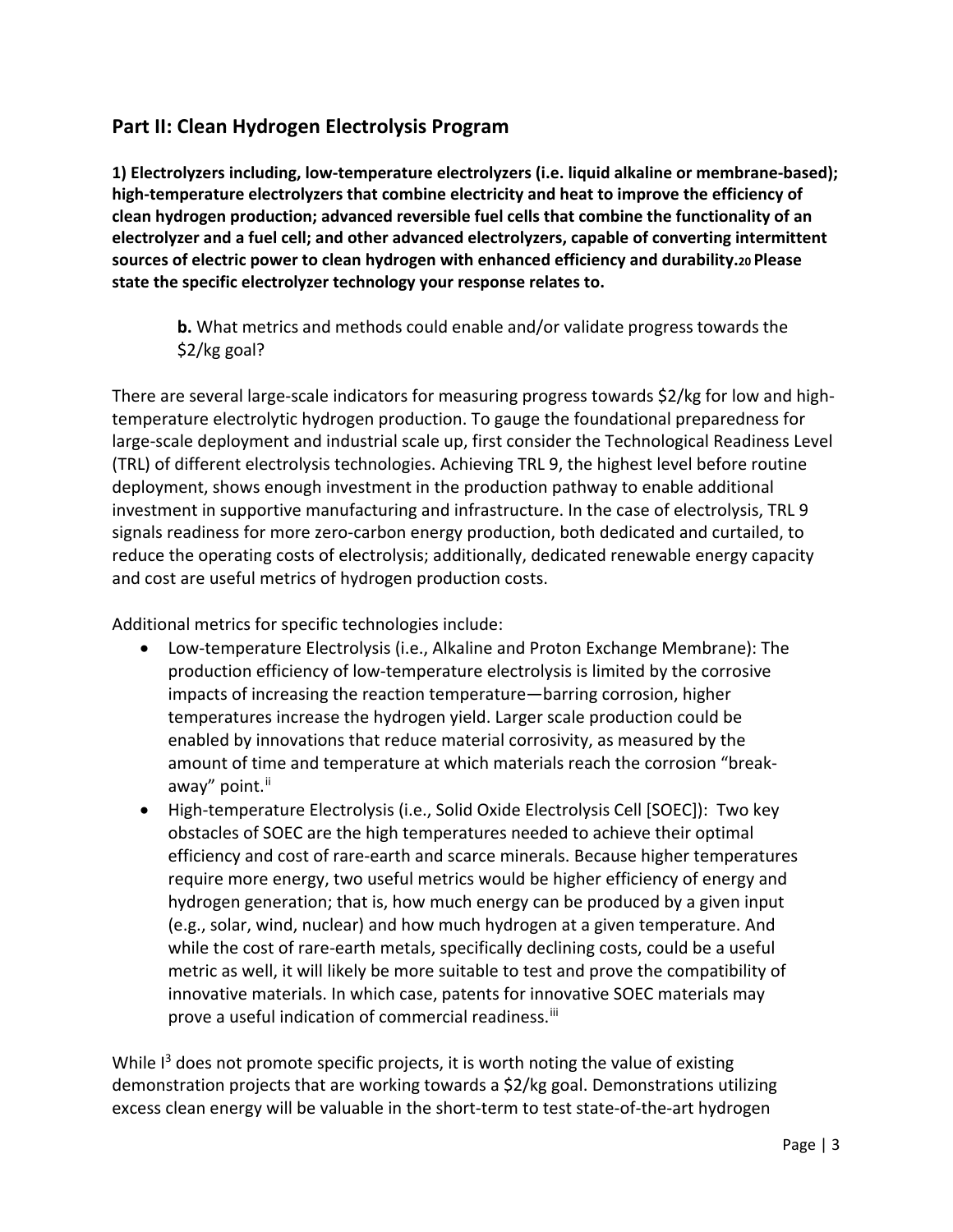## Part II: Clean Hydrogen Electrolysis Program

**1) Electrolyzers including, low-temperature electrolyzers (i.e. liquid alkaline or membrane-based); high-temperature electrolyzers that combine electricity and heat to improve the efficiency of clean hydrogen production; advanced reversible fuel cells that combine the functionality of an electrolyzer and a fuel cell; and other advanced electrolyzers, capable of converting intermittent sources of electric power to clean hydrogen with enhanced efficiency and durability.[20] Please state the specific electrolyzer technology your response relates to.**

> **b.** What metrics and methods could enable and/or validate progress towards the \$2/kg goal?

There are several large-scale indicators for measuring progress towards \$2/kg for low and high-temperature electrolytic hydrogen production. To gauge the foundational preparedness for large-scale deployment and industrial scale up, first consider the Technological Readiness Level (TRL) of different electrolysis technologies. Achieving TRL 9, the highest level before routine deployment, shows enough investment in the production pathway to enable additional investment in supportive manufacturing and infrastructure. In the case of electrolysis, TRL 9 signals readiness for more zero-carbon energy production, both dedicated and curtailed, to reduce the operating costs of electrolysis; additionally, dedicated renewable energy capacity and cost are useful metrics of hydrogen production costs.

Additional metrics for specific technologies include:

- Low-temperature Electrolysis (i.e., Alkaline and Proton Exchange Membrane): The production efficiency of low-temperature electrolysis is limited by the corrosive impacts of increasing the reaction temperature—barring corrosion, higher temperatures increase the hydrogen yield. Larger scale production could be enabled by innovations that reduce material corrosivity, as measured by the amount of time and temperature at which materials reach the corrosion "break-away" point.[ii]
- High-temperature Electrolysis (i.e., Solid Oxide Electrolysis Cell [SOEC]): Two key obstacles of SOEC are the high temperatures needed to achieve their optimal efficiency and cost of rare-earth and scarce minerals. Because higher temperatures require more energy, two useful metrics would be higher efficiency of energy and hydrogen generation; that is, how much energy can be produced by a given input (e.g., solar, wind, nuclear) and how much hydrogen at a given temperature. And while the cost of rare-earth metals, specifically declining costs, could be a useful metric as well, it will likely be more suitable to test and prove the compatibility of innovative materials. In which case, patents for innovative SOEC materials may prove a useful indication of commercial readiness.[iii]

While I$^3$ does not promote specific projects, it is worth noting the value of existing demonstration projects that are working towards a \$2/kg goal. Demonstrations utilizing excess clean energy will be valuable in the short-term to test state-of-the-art hydrogen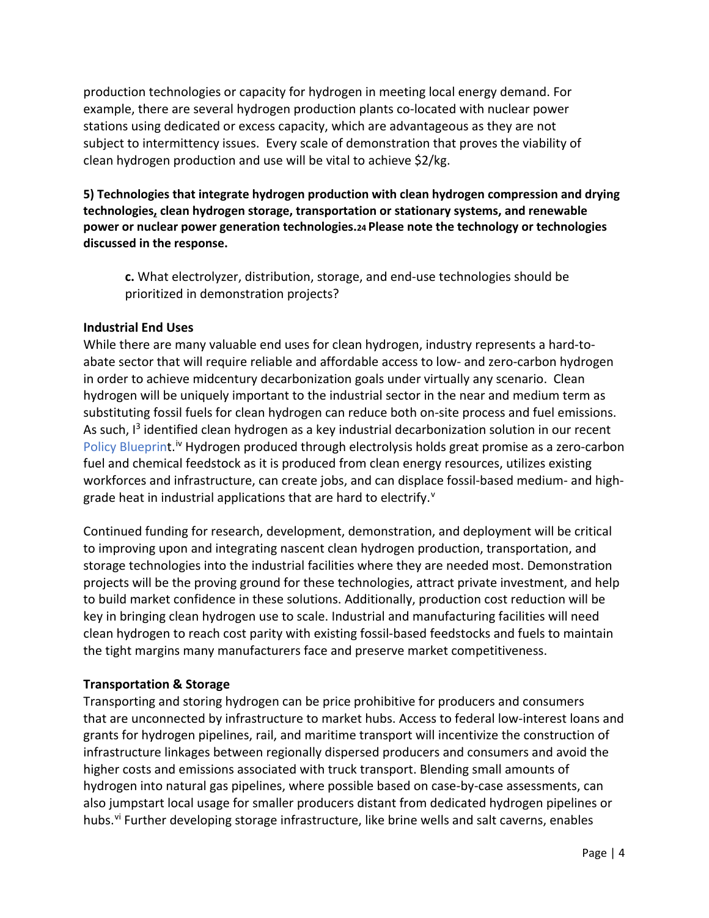production technologies or capacity for hydrogen in meeting local energy demand. For example, there are several hydrogen production plants co-located with nuclear power stations using dedicated or excess capacity, which are advantageous as they are not subject to intermittency issues. Every scale of demonstration that proves the viability of clean hydrogen production and use will be vital to achieve $2/kg.

**5) Technologies that integrate hydrogen production with clean hydrogen compression and drying technologies, clean hydrogen storage, transportation or stationary systems, and renewable power or nuclear power generation technologies.[24] Please note the technology or technologies discussed in the response.**

> **c.** What electrolyzer, distribution, storage, and end-use technologies should be prioritized in demonstration projects?

**Industrial End Uses**

While there are many valuable end uses for clean hydrogen, industry represents a hard-to-abate sector that will require reliable and affordable access to low- and zero-carbon hydrogen in order to achieve midcentury decarbonization goals under virtually any scenario. Clean hydrogen will be uniquely important to the industrial sector in the near and medium term as substituting fossil fuels for clean hydrogen can reduce both on-site process and fuel emissions. As such, I³ identified clean hydrogen as a key industrial decarbonization solution in our recent Policy Blueprint.[iv] Hydrogen produced through electrolysis holds great promise as a zero-carbon fuel and chemical feedstock as it is produced from clean energy resources, utilizes existing workforces and infrastructure, can create jobs, and can displace fossil-based medium- and high-grade heat in industrial applications that are hard to electrify.[v]

Continued funding for research, development, demonstration, and deployment will be critical to improving upon and integrating nascent clean hydrogen production, transportation, and storage technologies into the industrial facilities where they are needed most. Demonstration projects will be the proving ground for these technologies, attract private investment, and help to build market confidence in these solutions. Additionally, production cost reduction will be key in bringing clean hydrogen use to scale. Industrial and manufacturing facilities will need clean hydrogen to reach cost parity with existing fossil-based feedstocks and fuels to maintain the tight margins many manufacturers face and preserve market competitiveness.

**Transportation & Storage**

Transporting and storing hydrogen can be price prohibitive for producers and consumers that are unconnected by infrastructure to market hubs. Access to federal low-interest loans and grants for hydrogen pipelines, rail, and maritime transport will incentivize the construction of infrastructure linkages between regionally dispersed producers and consumers and avoid the higher costs and emissions associated with truck transport. Blending small amounts of hydrogen into natural gas pipelines, where possible based on case-by-case assessments, can also jumpstart local usage for smaller producers distant from dedicated hydrogen pipelines or hubs.[vi] Further developing storage infrastructure, like brine wells and salt caverns, enables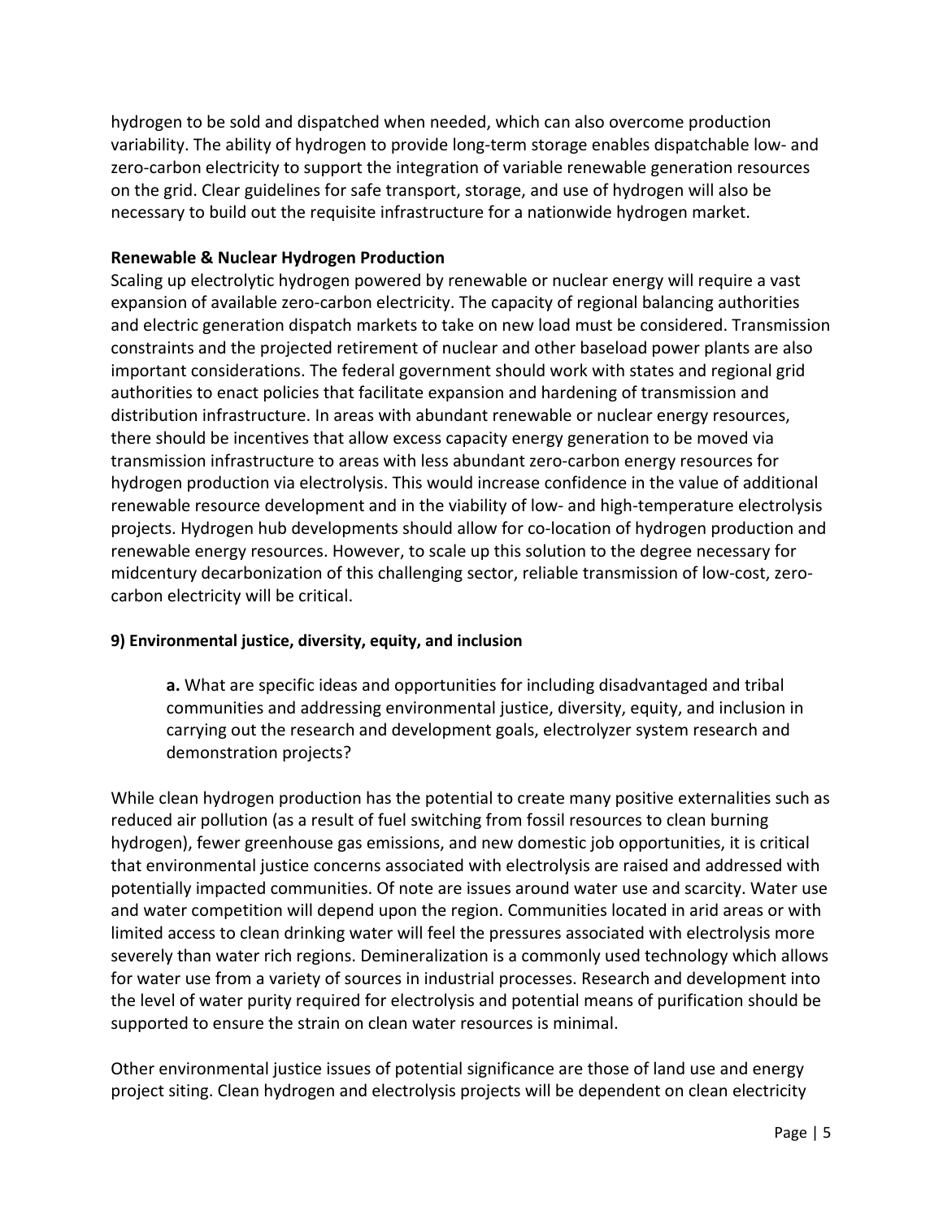hydrogen to be sold and dispatched when needed, which can also overcome production variability. The ability of hydrogen to provide long-term storage enables dispatchable low- and zero-carbon electricity to support the integration of variable renewable generation resources on the grid. Clear guidelines for safe transport, storage, and use of hydrogen will also be necessary to build out the requisite infrastructure for a nationwide hydrogen market.

**Renewable & Nuclear Hydrogen Production**

Scaling up electrolytic hydrogen powered by renewable or nuclear energy will require a vast expansion of available zero-carbon electricity. The capacity of regional balancing authorities and electric generation dispatch markets to take on new load must be considered. Transmission constraints and the projected retirement of nuclear and other baseload power plants are also important considerations. The federal government should work with states and regional grid authorities to enact policies that facilitate expansion and hardening of transmission and distribution infrastructure. In areas with abundant renewable or nuclear energy resources, there should be incentives that allow excess capacity energy generation to be moved via transmission infrastructure to areas with less abundant zero-carbon energy resources for hydrogen production via electrolysis. This would increase confidence in the value of additional renewable resource development and in the viability of low- and high-temperature electrolysis projects. Hydrogen hub developments should allow for co-location of hydrogen production and renewable energy resources. However, to scale up this solution to the degree necessary for midcentury decarbonization of this challenging sector, reliable transmission of low-cost, zero-carbon electricity will be critical.

**9) Environmental justice, diversity, equity, and inclusion**

> **a.** What are specific ideas and opportunities for including disadvantaged and tribal communities and addressing environmental justice, diversity, equity, and inclusion in carrying out the research and development goals, electrolyzer system research and demonstration projects?

While clean hydrogen production has the potential to create many positive externalities such as reduced air pollution (as a result of fuel switching from fossil resources to clean burning hydrogen), fewer greenhouse gas emissions, and new domestic job opportunities, it is critical that environmental justice concerns associated with electrolysis are raised and addressed with potentially impacted communities. Of note are issues around water use and scarcity. Water use and water competition will depend upon the region. Communities located in arid areas or with limited access to clean drinking water will feel the pressures associated with electrolysis more severely than water rich regions. Demineralization is a commonly used technology which allows for water use from a variety of sources in industrial processes. Research and development into the level of water purity required for electrolysis and potential means of purification should be supported to ensure the strain on clean water resources is minimal.

Other environmental justice issues of potential significance are those of land use and energy project siting. Clean hydrogen and electrolysis projects will be dependent on clean electricity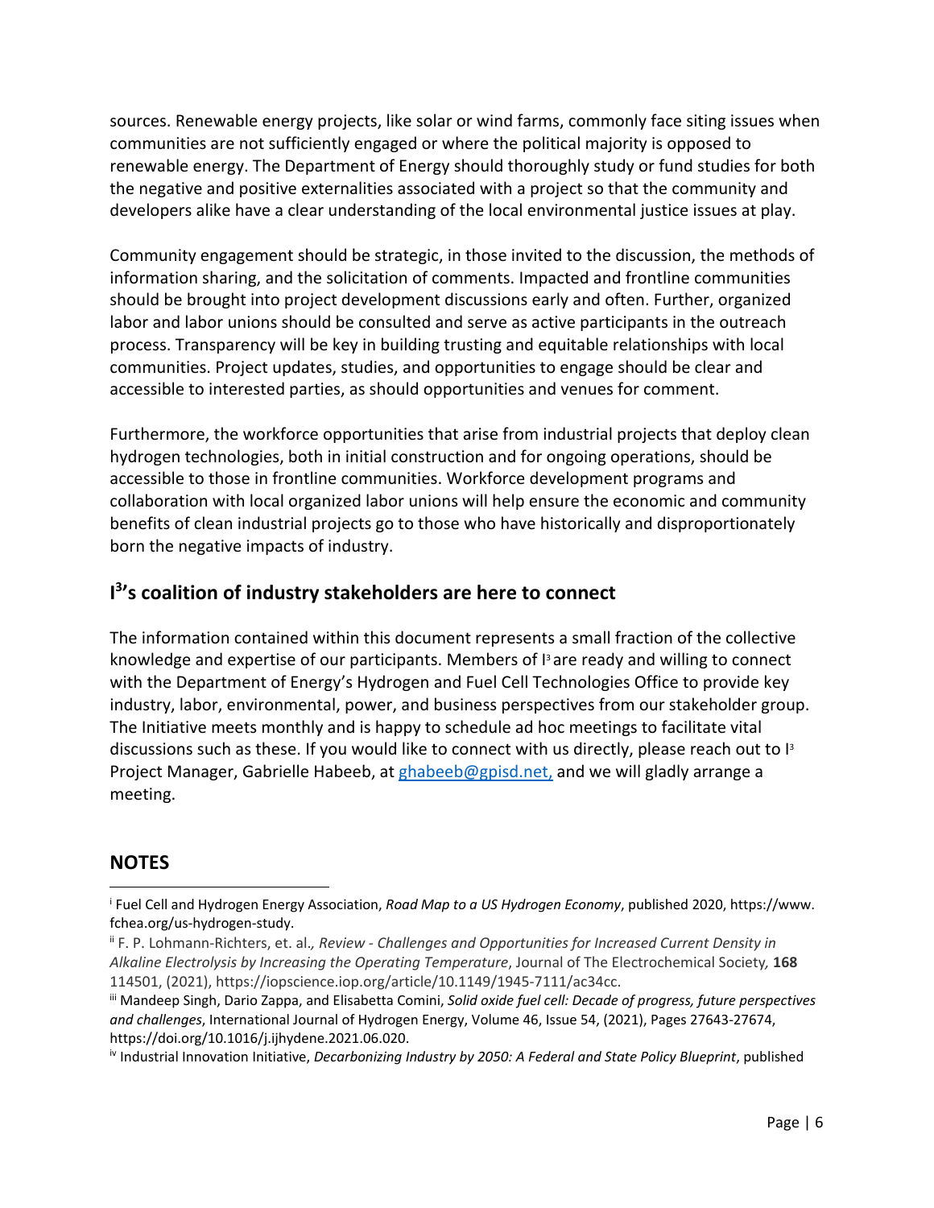sources. Renewable energy projects, like solar or wind farms, commonly face siting issues when communities are not sufficiently engaged or where the political majority is opposed to renewable energy. The Department of Energy should thoroughly study or fund studies for both the negative and positive externalities associated with a project so that the community and developers alike have a clear understanding of the local environmental justice issues at play.

Community engagement should be strategic, in those invited to the discussion, the methods of information sharing, and the solicitation of comments. Impacted and frontline communities should be brought into project development discussions early and often. Further, organized labor and labor unions should be consulted and serve as active participants in the outreach process. Transparency will be key in building trusting and equitable relationships with local communities. Project updates, studies, and opportunities to engage should be clear and accessible to interested parties, as should opportunities and venues for comment.

Furthermore, the workforce opportunities that arise from industrial projects that deploy clean hydrogen technologies, both in initial construction and for ongoing operations, should be accessible to those in frontline communities. Workforce development programs and collaboration with local organized labor unions will help ensure the economic and community benefits of clean industrial projects go to those who have historically and disproportionately born the negative impacts of industry.

## I³'s coalition of industry stakeholders are here to connect

The information contained within this document represents a small fraction of the collective knowledge and expertise of our participants. Members of I³ are ready and willing to connect with the Department of Energy's Hydrogen and Fuel Cell Technologies Office to provide key industry, labor, environmental, power, and business perspectives from our stakeholder group. The Initiative meets monthly and is happy to schedule ad hoc meetings to facilitate vital discussions such as these. If you would like to connect with us directly, please reach out to I³ Project Manager, Gabrielle Habeeb, at [ghabeeb@gpisd.net,](mailto:ghabeeb@gpisd.net) and we will gladly arrange a meeting.

## NOTES

[i] Fuel Cell and Hydrogen Energy Association, *Road Map to a US Hydrogen Economy*, published 2020, https://www.fchea.org/us-hydrogen-study.

[ii] F. P. Lohmann-Richters, et. al., *Review - Challenges and Opportunities for Increased Current Density in Alkaline Electrolysis by Increasing the Operating Temperature*, Journal of The Electrochemical Society, **168** 114501, (2021), https://iopscience.iop.org/article/10.1149/1945-7111/ac34cc.

[iii] Mandeep Singh, Dario Zappa, and Elisabetta Comini, *Solid oxide fuel cell: Decade of progress, future perspectives and challenges*, International Journal of Hydrogen Energy, Volume 46, Issue 54, (2021), Pages 27643-27674, https://doi.org/10.1016/j.ijhydene.2021.06.020.

[iv] Industrial Innovation Initiative, *Decarbonizing Industry by 2050: A Federal and State Policy Blueprint*, published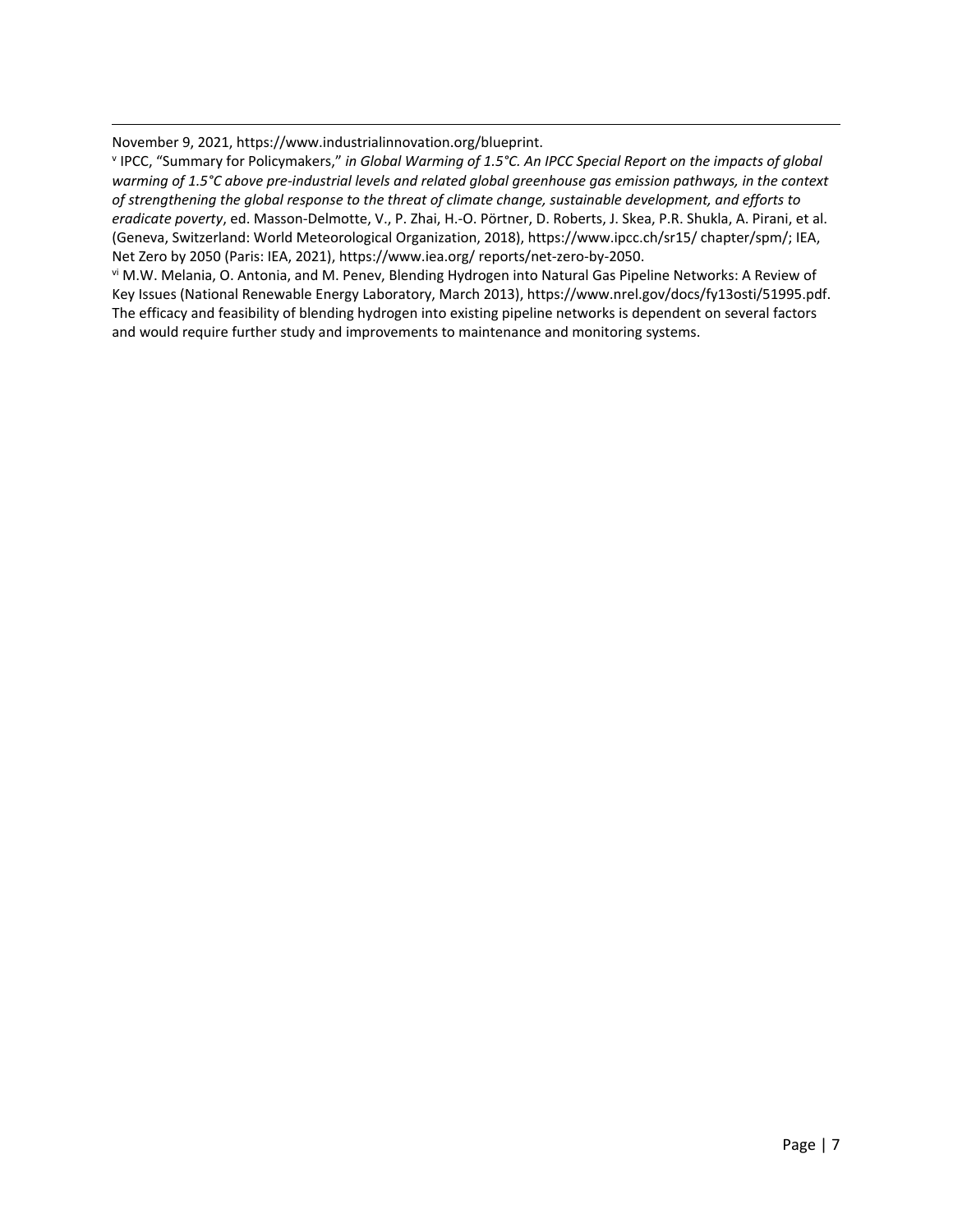November 9, 2021, https://www.industrialinnovation.org/blueprint.

[v] IPCC, "Summary for Policymakers," *in Global Warming of 1.5°C. An IPCC Special Report on the impacts of global warming of 1.5°C above pre-industrial levels and related global greenhouse gas emission pathways, in the context of strengthening the global response to the threat of climate change, sustainable development, and efforts to eradicate poverty*, ed. Masson-Delmotte, V., P. Zhai, H.-O. Pörtner, D. Roberts, J. Skea, P.R. Shukla, A. Pirani, et al. (Geneva, Switzerland: World Meteorological Organization, 2018), https://www.ipcc.ch/sr15/ chapter/spm/; IEA, Net Zero by 2050 (Paris: IEA, 2021), https://www.iea.org/ reports/net-zero-by-2050.

[vi] M.W. Melania, O. Antonia, and M. Penev, Blending Hydrogen into Natural Gas Pipeline Networks: A Review of Key Issues (National Renewable Energy Laboratory, March 2013), https://www.nrel.gov/docs/fy13osti/51995.pdf. The efficacy and feasibility of blending hydrogen into existing pipeline networks is dependent on several factors and would require further study and improvements to maintenance and monitoring systems.